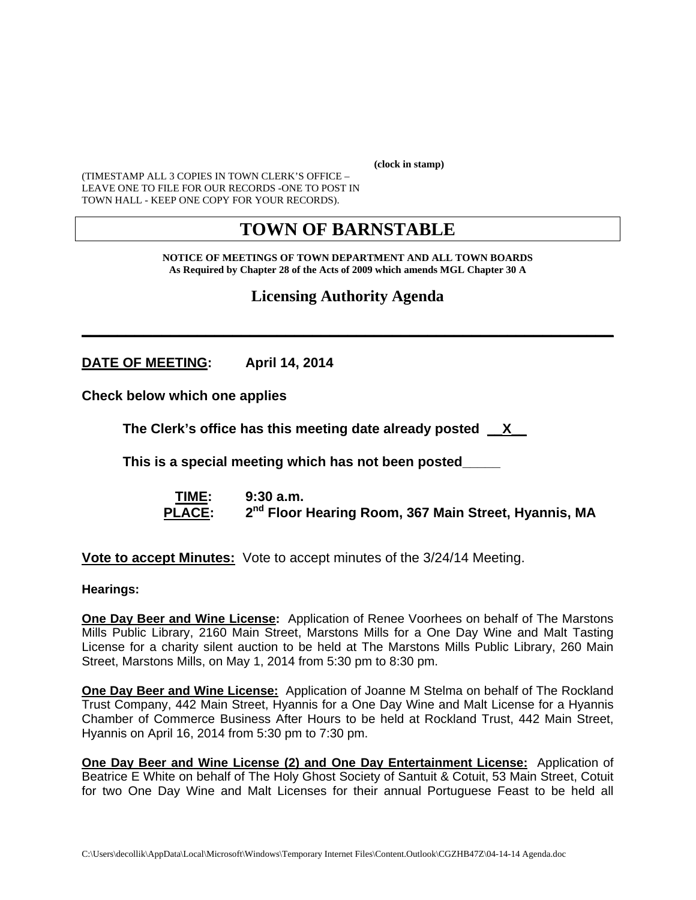**(clock in stamp)**

(TIMESTAMP ALL 3 COPIES IN TOWN CLERK'S OFFICE – LEAVE ONE TO FILE FOR OUR RECORDS -ONE TO POST IN TOWN HALL - KEEP ONE COPY FOR YOUR RECORDS).

# TOWN OF BARNSTABLE

**NOTICE OF MEETINGS OF TOWN DEPARTMENT AND ALL TOWN BOARDS**
**As Required by Chapter 28 of the Acts of 2009 which amends MGL Chapter 30 A**

## Licensing Authority Agenda

---

**DATE OF MEETING:** **April 14, 2014**

**Check below which one applies**

**The Clerk's office has this meeting date already posted __X__**

**This is a special meeting which has not been posted_____**

**TIME:** **9:30 a.m.**
**PLACE:** **2nd Floor Hearing Room, 367 Main Street, Hyannis, MA**

**Vote to accept Minutes:** Vote to accept minutes of the 3/24/14 Meeting.

**Hearings:**

**One Day Beer and Wine License:** Application of Renee Voorhees on behalf of The Marstons Mills Public Library, 2160 Main Street, Marstons Mills for a One Day Wine and Malt Tasting License for a charity silent auction to be held at The Marstons Mills Public Library, 260 Main Street, Marstons Mills, on May 1, 2014 from 5:30 pm to 8:30 pm.

**One Day Beer and Wine License:** Application of Joanne M Stelma on behalf of The Rockland Trust Company, 442 Main Street, Hyannis for a One Day Wine and Malt License for a Hyannis Chamber of Commerce Business After Hours to be held at Rockland Trust, 442 Main Street, Hyannis on April 16, 2014 from 5:30 pm to 7:30 pm.

**One Day Beer and Wine License (2) and One Day Entertainment License:** Application of Beatrice E White on behalf of The Holy Ghost Society of Santuit & Cotuit, 53 Main Street, Cotuit for two One Day Wine and Malt Licenses for their annual Portuguese Feast to be held all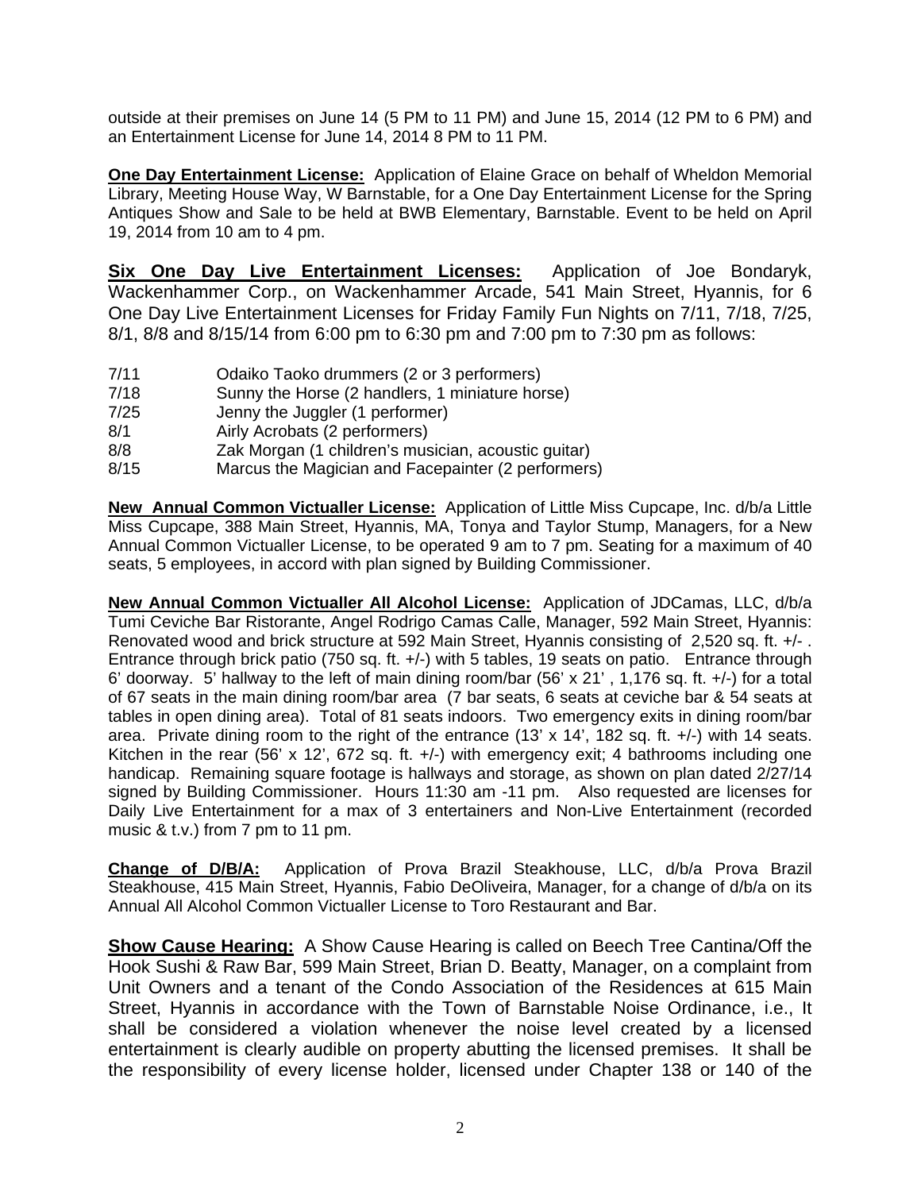outside at their premises on June 14 (5 PM to 11 PM) and June 15, 2014 (12 PM to 6 PM) and an Entertainment License for June 14, 2014 8 PM to 11 PM.

**One Day Entertainment License:** Application of Elaine Grace on behalf of Wheldon Memorial Library, Meeting House Way, W Barnstable, for a One Day Entertainment License for the Spring Antiques Show and Sale to be held at BWB Elementary, Barnstable. Event to be held on April 19, 2014 from 10 am to 4 pm.

**Six One Day Live Entertainment Licenses:** Application of Joe Bondaryk, Wackenhammer Corp., on Wackenhammer Arcade, 541 Main Street, Hyannis, for 6 One Day Live Entertainment Licenses for Friday Family Fun Nights on 7/11, 7/18, 7/25, 8/1, 8/8 and 8/15/14 from 6:00 pm to 6:30 pm and 7:00 pm to 7:30 pm as follows:

| | |
|---|---|
| 7/11 | Odaiko Taoko drummers (2 or 3 performers) |
| 7/18 | Sunny the Horse (2 handlers, 1 miniature horse) |
| 7/25 | Jenny the Juggler (1 performer) |
| 8/1 | Airly Acrobats (2 performers) |
| 8/8 | Zak Morgan (1 children's musician, acoustic guitar) |
| 8/15 | Marcus the Magician and Facepainter (2 performers) |

**New Annual Common Victualler License:** Application of Little Miss Cupcape, Inc. d/b/a Little Miss Cupcape, 388 Main Street, Hyannis, MA, Tonya and Taylor Stump, Managers, for a New Annual Common Victualler License, to be operated 9 am to 7 pm. Seating for a maximum of 40 seats, 5 employees, in accord with plan signed by Building Commissioner.

**New Annual Common Victualler All Alcohol License:** Application of JDCamas, LLC, d/b/a Tumi Ceviche Bar Ristorante, Angel Rodrigo Camas Calle, Manager, 592 Main Street, Hyannis: Renovated wood and brick structure at 592 Main Street, Hyannis consisting of 2,520 sq. ft. +/- . Entrance through brick patio (750 sq. ft. +/-) with 5 tables, 19 seats on patio. Entrance through 6' doorway. 5' hallway to the left of main dining room/bar (56' x 21' , 1,176 sq. ft. +/-) for a total of 67 seats in the main dining room/bar area (7 bar seats, 6 seats at ceviche bar & 54 seats at tables in open dining area). Total of 81 seats indoors. Two emergency exits in dining room/bar area. Private dining room to the right of the entrance (13' x 14', 182 sq. ft. +/-) with 14 seats. Kitchen in the rear (56' x 12', 672 sq. ft. +/-) with emergency exit; 4 bathrooms including one handicap. Remaining square footage is hallways and storage, as shown on plan dated 2/27/14 signed by Building Commissioner. Hours 11:30 am -11 pm. Also requested are licenses for Daily Live Entertainment for a max of 3 entertainers and Non-Live Entertainment (recorded music & t.v.) from 7 pm to 11 pm.

**Change of D/B/A:** Application of Prova Brazil Steakhouse, LLC, d/b/a Prova Brazil Steakhouse, 415 Main Street, Hyannis, Fabio DeOliveira, Manager, for a change of d/b/a on its Annual All Alcohol Common Victualler License to Toro Restaurant and Bar.

**Show Cause Hearing:** A Show Cause Hearing is called on Beech Tree Cantina/Off the Hook Sushi & Raw Bar, 599 Main Street, Brian D. Beatty, Manager, on a complaint from Unit Owners and a tenant of the Condo Association of the Residences at 615 Main Street, Hyannis in accordance with the Town of Barnstable Noise Ordinance, i.e., It shall be considered a violation whenever the noise level created by a licensed entertainment is clearly audible on property abutting the licensed premises. It shall be the responsibility of every license holder, licensed under Chapter 138 or 140 of the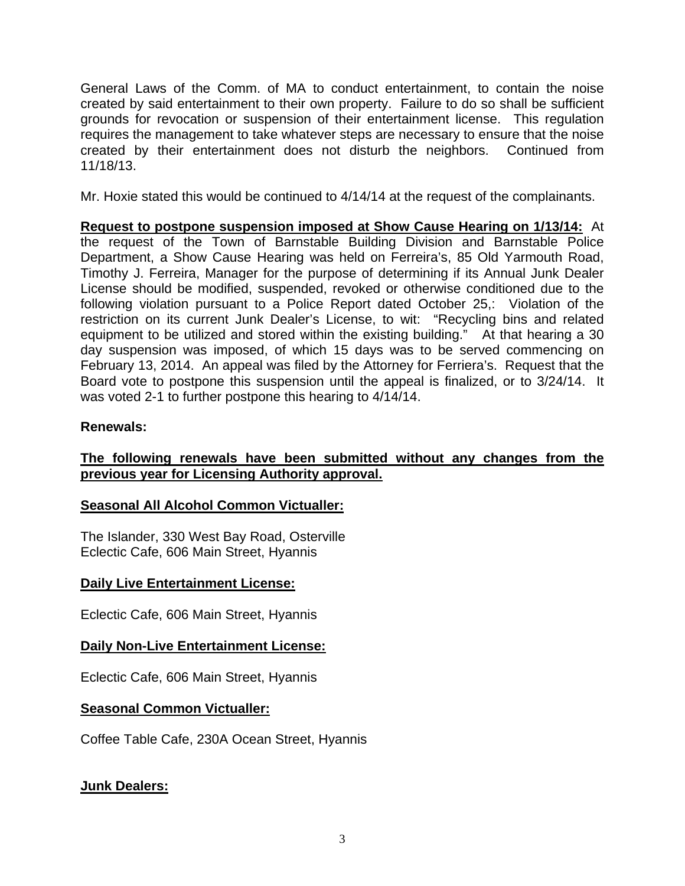General Laws of the Comm. of MA to conduct entertainment, to contain the noise created by said entertainment to their own property. Failure to do so shall be sufficient grounds for revocation or suspension of their entertainment license. This regulation requires the management to take whatever steps are necessary to ensure that the noise created by their entertainment does not disturb the neighbors. Continued from 11/18/13.

Mr. Hoxie stated this would be continued to 4/14/14 at the request of the complainants.

**Request to postpone suspension imposed at Show Cause Hearing on 1/13/14:** At the request of the Town of Barnstable Building Division and Barnstable Police Department, a Show Cause Hearing was held on Ferreira's, 85 Old Yarmouth Road, Timothy J. Ferreira, Manager for the purpose of determining if its Annual Junk Dealer License should be modified, suspended, revoked or otherwise conditioned due to the following violation pursuant to a Police Report dated October 25,: Violation of the restriction on its current Junk Dealer's License, to wit: "Recycling bins and related equipment to be utilized and stored within the existing building." At that hearing a 30 day suspension was imposed, of which 15 days was to be served commencing on February 13, 2014. An appeal was filed by the Attorney for Ferriera's. Request that the Board vote to postpone this suspension until the appeal is finalized, or to 3/24/14. It was voted 2-1 to further postpone this hearing to 4/14/14.

**Renewals:**

**The following renewals have been submitted without any changes from the previous year for Licensing Authority approval.**

**Seasonal All Alcohol Common Victualler:**

The Islander, 330 West Bay Road, Osterville
Eclectic Cafe, 606 Main Street, Hyannis

**Daily Live Entertainment License:**

Eclectic Cafe, 606 Main Street, Hyannis

**Daily Non-Live Entertainment License:**

Eclectic Cafe, 606 Main Street, Hyannis

**Seasonal Common Victualler:**

Coffee Table Cafe, 230A Ocean Street, Hyannis

**Junk Dealers:**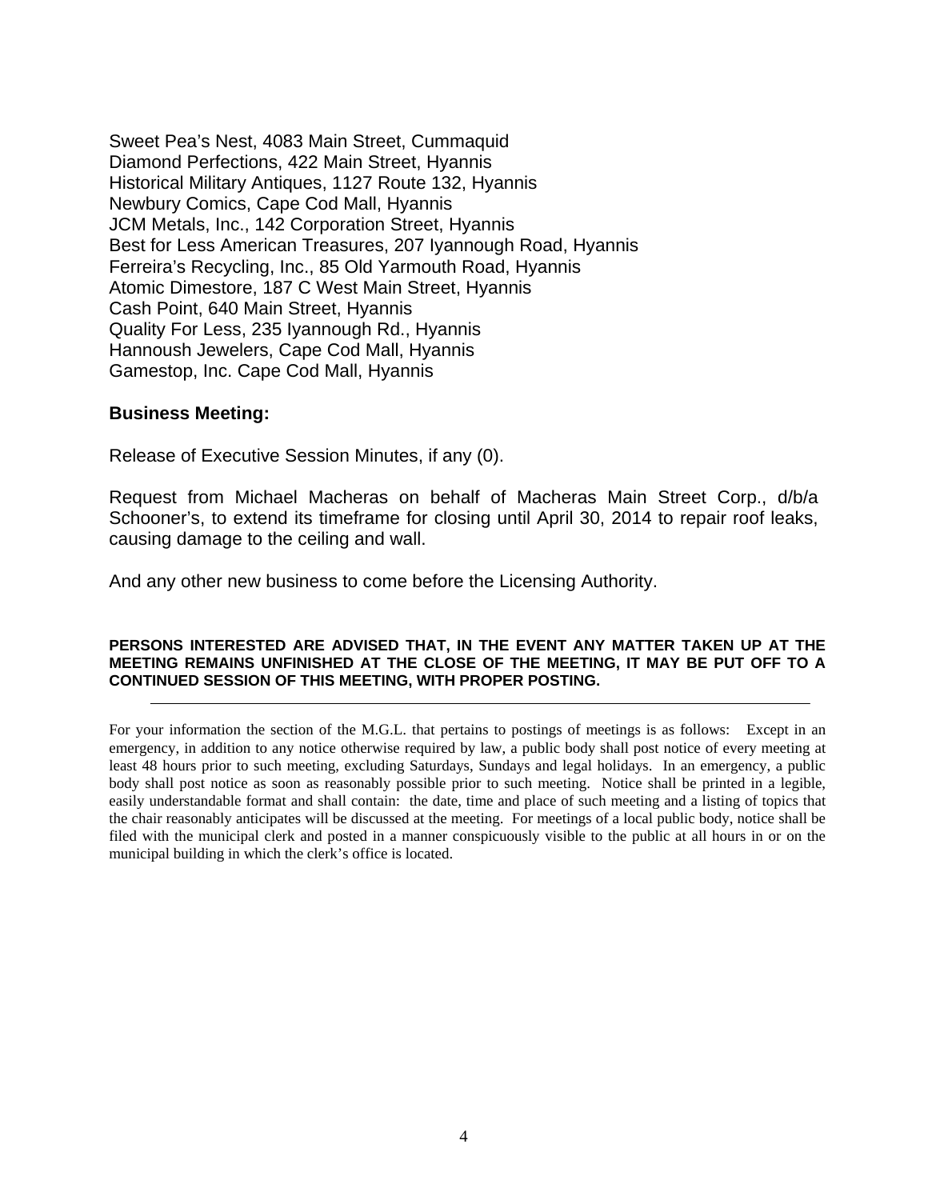Sweet Pea's Nest, 4083 Main Street, Cummaquid
Diamond Perfections, 422 Main Street, Hyannis
Historical Military Antiques, 1127 Route 132, Hyannis
Newbury Comics, Cape Cod Mall, Hyannis
JCM Metals, Inc., 142 Corporation Street, Hyannis
Best for Less American Treasures, 207 Iyannough Road, Hyannis
Ferreira's Recycling, Inc., 85 Old Yarmouth Road, Hyannis
Atomic Dimestore, 187 C West Main Street, Hyannis
Cash Point, 640 Main Street, Hyannis
Quality For Less, 235 Iyannough Rd., Hyannis
Hannoush Jewelers, Cape Cod Mall, Hyannis
Gamestop, Inc. Cape Cod Mall, Hyannis

### Business Meeting:

Release of Executive Session Minutes, if any (0).

Request from Michael Macheras on behalf of Macheras Main Street Corp., d/b/a Schooner's, to extend its timeframe for closing until April 30, 2014 to repair roof leaks, causing damage to the ceiling and wall.

And any other new business to come before the Licensing Authority.

**PERSONS INTERESTED ARE ADVISED THAT, IN THE EVENT ANY MATTER TAKEN UP AT THE MEETING REMAINS UNFINISHED AT THE CLOSE OF THE MEETING, IT MAY BE PUT OFF TO A CONTINUED SESSION OF THIS MEETING, WITH PROPER POSTING.**

---

For your information the section of the M.G.L. that pertains to postings of meetings is as follows: Except in an emergency, in addition to any notice otherwise required by law, a public body shall post notice of every meeting at least 48 hours prior to such meeting, excluding Saturdays, Sundays and legal holidays. In an emergency, a public body shall post notice as soon as reasonably possible prior to such meeting. Notice shall be printed in a legible, easily understandable format and shall contain: the date, time and place of such meeting and a listing of topics that the chair reasonably anticipates will be discussed at the meeting. For meetings of a local public body, notice shall be filed with the municipal clerk and posted in a manner conspicuously visible to the public at all hours in or on the municipal building in which the clerk's office is located.